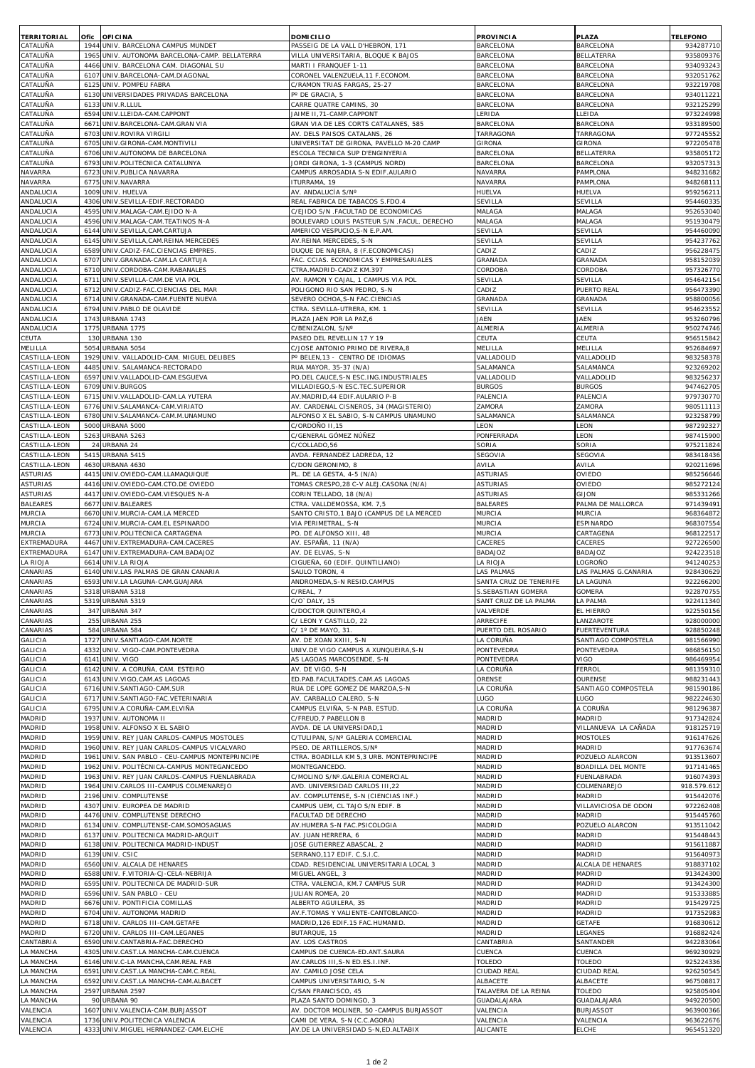| TERRITORIAL | Ofic | OFICINA | DOMICILIO | PROVINCIA | PLAZA | TELEFONO |
|---|---|---|---|---|---|---|
| CATALUÑA | 1944 | UNIV. BARCELONA CAMPUS MUNDET | PASSEIG DE LA VALL D'HEBRON, 171 | BARCELONA | BARCELONA | 934287710 |
| CATALUÑA | 1965 | UNIV. AUTONOMA BARCELONA-CAMP. BELLATERRA | VILLA UNIVERSITARIA, BLOQUE K BAJOS | BARCELONA | BELLATERRA | 935809376 |
| CATALUÑA | 4466 | UNIV. BARCELONA CAM. DIAGONAL SU | MARTI I FRANQUEF 1-11 | BARCELONA | BARCELONA | 934093243 |
| CATALUÑA | 6107 | UNIV.BARCELONA-CAM.DIAGONAL | CORONEL VALENZUELA,11 F.ECONOM. | BARCELONA | BARCELONA | 932051762 |
| CATALUÑA | 6125 | UNIV. POMPEU FABRA | C/RAMON TRIAS FARGAS, 25-27 | BARCELONA | BARCELONA | 932219708 |
| CATALUÑA | 6130 | UNIVERSIDADES PRIVADAS BARCELONA | Pº DE GRACIA, 5 | BARCELONA | BARCELONA | 934011221 |
| CATALUÑA | 6133 | UNIV.R.LLUL | CARRE QUATRE CAMINS, 30 | BARCELONA | BARCELONA | 932125299 |
| CATALUÑA | 6594 | UNIV.LLEIDA-CAM.CAPPONT | JAIME II,71-CAMP.CAPPONT | LERIDA | LLEIDA | 973224998 |
| CATALUÑA | 6671 | UNIV.BARCELONA-CAM.GRAN VIA | GRAN VIA DE LES CORTS CATALANES, 585 | BARCELONA | BARCELONA | 933189500 |
| CATALUÑA | 6703 | UNIV.ROVIRA VIRGILI | AV. DELS PAISOS CATALANS, 26 | TARRAGONA | TARRAGONA | 977245552 |
| CATALUÑA | 6705 | UNIV.GIRONA-CAM.MONTIVILI | UNIVERSITAT DE GIRONA, PAVELLO M-20 CAMP | GIRONA | GIRONA | 972205478 |
| CATALUÑA | 6706 | UNIV.AUTONOMA DE BARCELONA | ESCOLA TECNICA SUP D'ENGINYERIA | BARCELONA | BELLATERRA | 935805172 |
| CATALUÑA | 6793 | UNIV.POLITECNICA CATALUNYA | JORDI GIRONA, 1-3 (CAMPUS NORD) | BARCELONA | BARCELONA | 932057313 |
| NAVARRA | 6723 | UNIV.PUBLICA NAVARRA | CAMPUS ARROSADIA S-N EDIF.AULARIO | NAVARRA | PAMPLONA | 948231682 |
| NAVARRA | 6775 | UNIV.NAVARRA | ITURRAMA, 19 | NAVARRA | PAMPLONA | 948268111 |
| ANDALUCIA | 1009 | UNIV. HUELVA | AV. ANDALUCÍA S/Nº | HUELVA | HUELVA | 959256211 |
| ANDALUCIA | 4306 | UNIV.SEVILLA-EDIF.RECTORADO | REAL FABRICA DE TABACOS S.FDO.4 | SEVILLA | SEVILLA | 954460335 |
| ANDALUCIA | 4595 | UNIV.MALAGA-CAM.EJIDO N-A | C/EJIDO S/N .FACULTAD DE ECONOMICAS | MALAGA | MALAGA | 952653040 |
| ANDALUCIA | 4596 | UNIV.MALAGA-CAM.TEATINOS N-A | BOULEVARD LOUIS PASTEUR S/N .FACUL. DERECHO | MALAGA | MALAGA | 951930479 |
| ANDALUCIA | 6144 | UNIV.SEVILLA,CAM.CARTUJA | AMERICO VESPUCIO,S-N E.P.AM. | SEVILLA | SEVILLA | 954460090 |
| ANDALUCIA | 6145 | UNIV.SEVILLA,CAM.REINA MERCEDES | AV.REINA MERCEDES, S-N | SEVILLA | SEVILLA | 954237762 |
| ANDALUCIA | 6589 | UNIV.CADIZ-FAC.CIENCIAS EMPRES. | DUQUE DE NAJERA, 8 (F.ECONOMICAS) | CADIZ | CADIZ | 956228475 |
| ANDALUCIA | 6707 | UNIV.GRANADA-CAM.LA CARTUJA | FAC. CCIAS. ECONOMICAS Y EMPRESARIALES | GRANADA | GRANADA | 958152039 |
| ANDALUCIA | 6710 | UNIV.CORDOBA-CAM.RABANALES | CTRA.MADRID-CADIZ KM.397 | CORDOBA | CORDOBA | 957326770 |
| ANDALUCIA | 6711 | UNIV.SEVILLA-CAM.DE VIA POL | AV. RAMON Y CAJAL, 1 CAMPUS VIA POL | SEVILLA | SEVILLA | 954642154 |
| ANDALUCIA | 6712 | UNIV.CADIZ-FAC.CIENCIAS DEL MAR | POLIGONO RIO SAN PEDRO, S-N | CADIZ | PUERTO REAL | 956473390 |
| ANDALUCIA | 6714 | UNIV.GRANADA-CAM.FUENTE NUEVA | SEVERO OCHOA,S-N FAC.CIENCIAS | GRANADA | GRANADA | 958800056 |
| ANDALUCIA | 6794 | UNIV.PABLO DE OLAVIDE | CTRA. SEVILLA-UTRERA, KM. 1 | SEVILLA | SEVILLA | 954623552 |
| ANDALUCIA | 1743 | URBANA 1743 | PLAZA JAEN POR LA PAZ,6 | JAEN | JAEN | 953260796 |
| ANDALUCIA | 1775 | URBANA 1775 | C/BENIZALON, S/Nº | ALMERIA | ALMERIA | 950274746 |
| CEUTA | 130 | URBANA 130 | PASEO DEL REVELLIN 17 Y 19 | CEUTA | CEUTA | 956515842 |
| MELILLA | 5054 | URBANA 5054 | C/JOSE ANTONIO PRIMO DE RIVERA,8 | MELILLA | MELILLA | 952684697 |
| CASTILLA-LEON | 1929 | UNIV. VALLADOLID-CAM. MIGUEL DELIBES | Pº BELEN,13 - CENTRO DE IDIOMAS | VALLADOLID | VALLADOLID | 983258378 |
| CASTILLA-LEON | 4485 | UNIV. SALAMANCA-RECTORADO | RUA MAYOR, 35-37 (N/A) | SALAMANCA | SALAMANCA | 923269202 |
| CASTILLA-LEON | 6597 | UNIV.VALLADOLID-CAM.ESGUEVA | PO.DEL CAUCE,S-N ESC.ING.INDUSTRIALES | VALLADOLID | VALLADOLID | 983256237 |
| CASTILLA-LEON | 6709 | UNIV.BURGOS | VILLADIEGO,S-N ESC.TEC.SUPERIOR | BURGOS | BURGOS | 947462705 |
| CASTILLA-LEON | 6715 | UNIV.VALLADOLID-CAM.LA YUTERA | AV.MADRID,44 EDIF.AULARIO P-B | PALENCIA | PALENCIA | 979730770 |
| CASTILLA-LEON | 6776 | UNIV.SALAMANCA-CAM.VIRIATO | AV. CARDENAL CISNEROS, 34 (MAGISTERIO) | ZAMORA | ZAMORA | 980511113 |
| CASTILLA-LEON | 6780 | UNIV.SALAMANCA-CAM.M.UNAMUNO | ALFONSO X EL SABIO, S-N CAMPUS UNAMUNO | SALAMANCA | SALAMANCA | 923258799 |
| CASTILLA-LEON | 5000 | URBANA 5000 | C/ORDOÑO II,15 | LEON | LEON | 987292327 |
| CASTILLA-LEON | 5263 | URBANA 5263 | C/GENERAL GÓMEZ NÚÑEZ | PONFERRADA | LEON | 987415900 |
| CASTILLA-LEON | 24 | URBANA 24 | C/COLLADO,56 | SORIA | SORIA | 975211824 |
| CASTILLA-LEON | 5415 | URBANA 5415 | AVDA. FERNANDEZ LADREDA, 12 | SEGOVIA | SEGOVIA | 983418436 |
| CASTILLA-LEON | 4630 | URBANA 4630 | C/DON GERONIMO, 8 | AVILA | AVILA | 920211696 |
| ASTURIAS | 4415 | UNIV.OVIEDO-CAM.LLAMAQUIQUE | PL. DE LA GESTA, 4-5 (N/A) | ASTURIAS | OVIEDO | 985256646 |
| ASTURIAS | 4416 | UNIV.OVIEDO-CAM.CTO.DE OVIEDO | TOMAS CRESPO,28 C-V ALEJ.CASONA (N/A) | ASTURIAS | OVIEDO | 985272124 |
| ASTURIAS | 4417 | UNIV.OVIEDO-CAM.VIESQUES N-A | CORIN TELLADO, 18 (N/A) | ASTURIAS | GIJON | 985331266 |
| BALEARES | 6677 | UNIV.BALEARES | CTRA. VALLDEMOSSA, KM. 7,5 | BALEARES | PALMA DE MALLORCA | 971439491 |
| MURCIA | 6670 | UNIV.MURCIA-CAM.LA MERCED | SANTO CRISTO,1 BAJO (CAMPUS DE LA MERCED | MURCIA | MURCIA | 968364872 |
| MURCIA | 6724 | UNIV.MURCIA-CAM.EL ESPINARDO | VIA PERIMETRAL, S-N | MURCIA | ESPINARDO | 968307554 |
| MURCIA | 6773 | UNIV.POLITECNICA CARTAGENA | PO. DE ALFONSO XIII, 48 | MURCIA | CARTAGENA | 968122517 |
| EXTREMADURA | 4467 | UNIV.EXTREMADURA-CAM.CACERES | AV. ESPAÑA, 11 (N/A) | CACERES | CACERES | 927226500 |
| EXTREMADURA | 6147 | UNIV.EXTREMADURA-CAM.BADAJOZ | AV. DE ELVAS, S-N | BADAJOZ | BADAJOZ | 924223518 |
| LA RIOJA | 6614 | UNIV.LA RIOJA | CIGUEÑA, 60 (EDIF. QUINTILIANO) | LA RIOJA | LOGROÑO | 941240253 |
| CANARIAS | 6140 | UNIV.LAS PALMAS DE GRAN CANARIA | SAULO TORON, 4 | LAS PALMAS | LAS PALMAS G.CANARIA | 928430629 |
| CANARIAS | 6593 | UNIV.LA LAGUNA-CAM.GUAJARA | ANDROMEDA,S-N RESID.CAMPUS | SANTA CRUZ DE TENERIFE | LA LAGUNA | 922266200 |
| CANARIAS | 5318 | URBANA 5318 | C/REAL, 7 | S.SEBASTIAN GOMERA | GOMERA | 922870755 |
| CANARIAS | 5319 | URBANA 5319 | C/O`DALY, 15 | SANT CRUZ DE LA PALMA | LA PALMA | 922411340 |
| CANARIAS | 347 | URBANA 347 | C/DOCTOR QUINTERO,4 | VALVERDE | EL HIERRO | 922550156 |
| CANARIAS | 255 | URBANA 255 | C/ LEON Y CASTILLO, 22 | ARRECIFE | LANZAROTE | 928000000 |
| CANARIAS | 584 | URBANA 584 | C/ 1º DE MAYO, 31. | PUERTO DEL ROSARIO | FUERTEVENTURA | 928850248 |
| GALICIA | 1727 | UNIV.SANTIAGO-CAM.NORTE | AV. DE XOAN XXIII, S-N | LA CORUÑA | SANTIAGO COMPOSTELA | 981566990 |
| GALICIA | 4332 | UNIV. VIGO-CAM.PONTEVEDRA | UNIV.DE VIGO CAMPUS A XUNQUEIRA,S-N | PONTEVEDRA | PONTEVEDRA | 986856150 |
| GALICIA | 6141 | UNIV. VIGO | AS LAGOAS MARCOSENDE, S-N | PONTEVEDRA | VIGO | 986469954 |
| GALICIA | 6142 | UNIV. A CORUÑA, CAM. ESTEIRO | AV. DE VIGO, S-N | LA CORUÑA | FERROL | 981359310 |
| GALICIA | 6143 | UNIV.VIGO,CAM.AS LAGOAS | ED.PAB.FACULTADES.CAM.AS LAGOAS | ORENSE | OURENSE | 988231443 |
| GALICIA | 6716 | UNIV.SANTIAGO-CAM.SUR | RUA DE LOPE GOMEZ DE MARZOA,S-N | LA CORUÑA | SANTIAGO COMPOSTELA | 981590186 |
| GALICIA | 6717 | UNIV.SANTIAGO-FAC.VETERINARIA | AV. CARBALLO CALERO, S-N | LUGO | LUGO | 982224630 |
| GALICIA | 6795 | UNIV.A CORUÑA-CAM.ELVIÑA | CAMPUS ELVIÑA, S-N PAB. ESTUD. | LA CORUÑA | A CORUÑA | 981296387 |
| MADRID | 1937 | UNIV. AUTONOMA II | C/FREUD,7 PABELLON B | MADRID | MADRID | 917342824 |
| MADRID | 1958 | UNIV. ALFONSO X EL SABIO | AVDA. DE LA UNIVERSIDAD,1 | MADRID | VILLANUEVA LA CAÑADA | 918125719 |
| MADRID | 1959 | UNIV. REY JUAN CARLOS-CAMPUS MOSTOLES | C/TULIPAN, S/Nº GALERIA COMERCIAL | MADRID | MOSTOLES | 916147626 |
| MADRID | 1960 | UNIV. REY JUAN CARLOS-CAMPUS VICALVARO | PSEO. DE ARTILLEROS,S/Nº | MADRID | MADRID | 917763674 |
| MADRID | 1961 | UNIV. SAN PABLO - CEU-CAMPUS MONTEPRINCIPE | CTRA. BOADILLA KM 5,3 URB. MONTEPRINCIPE | MADRID | POZUELO ALARCON | 913513607 |
| MADRID | 1962 | UNIV. POLITÉCNICA-CAMPUS MONTEGANCEDO | MONTEGANCEDO. | MADRID | BOADILLA DEL MONTE | 917141465 |
| MADRID | 1963 | UNIV. REY JUAN CARLOS-CAMPUS FUENLABRADA | C/MOLINO S/Nº.GALERIA COMERCIAL | MADRID | FUENLABRADA | 916074393 |
| MADRID | 1964 | UNIV.CARLOS III-CAMPUS COLMENAREJO | AVD. UNIVERSIDAD CARLOS III,22 | MADRID | COLMENAREJO | 918.579.612 |
| MADRID | 2196 | UNIV. COMPLUTENSE | AV. COMPLUTENSE, S-N (CIENCIAS INF.) | MADRID | MADRID | 915442076 |
| MADRID | 4307 | UNIV. EUROPEA DE MADRID | CAMPUS UEM, CL TAJO S/N EDIF. B | MADRID | VILLAVICIOSA DE ODON | 972262408 |
| MADRID | 4476 | UNIV. COMPLUTENSE DERECHO | FACULTAD DE DERECHO | MADRID | MADRID | 915445760 |
| MADRID | 6134 | UNIV. COMPLUTENSE-CAM.SOMOSAGUAS | AV.HUMERA S-N FAC.PSICOLOGIA | MADRID | POZUELO ALARCON | 913511042 |
| MADRID | 6137 | UNIV. POLITECNICA MADRID-ARQUIT | AV. JUAN HERRERA, 6 | MADRID | MADRID | 915448443 |
| MADRID | 6138 | UNIV. POLITECNICA MADRID-INDUST | JOSE GUTIERREZ ABASCAL, 2 | MADRID | MADRID | 915611887 |
| MADRID | 6139 | UNIV. CSIC | SERRANO,117 EDIF. C.S.I.C. | MADRID | MADRID | 915640973 |
| MADRID | 6560 | UNIV. ALCALA DE HENARES | CDAD. RESIDENCIAL UNIVERSITARIA LOCAL 3 | MADRID | ALCALA DE HENARES | 918837102 |
| MADRID | 6588 | UNIV. F.VITORIA-CJ-CELA-NEBRIJA | MIGUEL ANGEL, 3 | MADRID | MADRID | 913424300 |
| MADRID | 6595 | UNIV. POLITECNICA DE MADRID-SUR | CTRA. VALENCIA, KM.7 CAMPUS SUR | MADRID | MADRID | 913424300 |
| MADRID | 6596 | UNIV. SAN PABLO - CEU | JULIAN ROMEA, 20 | MADRID | MADRID | 915333885 |
| MADRID | 6676 | UNIV. PONTIFICIA COMILLAS | ALBERTO AGUILERA, 35 | MADRID | MADRID | 915429725 |
| MADRID | 6704 | UNIV. AUTONOMA MADRID | AV.F.TOMAS Y VALIENTE-CANTOBLANCO- | MADRID | MADRID | 917352983 |
| MADRID | 6718 | UNIV. CARLOS III-CAM.GETAFE | MADRID,126 EDIF.15 FAC.HUMANID. | MADRID | GETAFE | 916830612 |
| MADRID | 6720 | UNIV. CARLOS III-CAM.LEGANES | BUTARQUE, 15 | MADRID | LEGANES | 916882424 |
| CANTABRIA | 6590 | UNIV.CANTABRIA-FAC.DERECHO | AV. LOS CASTROS | CANTABRIA | SANTANDER | 942283064 |
| LA MANCHA | 4305 | UNIV.CAST.LA MANCHA-CAM.CUENCA | CAMPUS DE CUENCA-ED.ANT.SAURA | CUENCA | CUENCA | 969230929 |
| LA MANCHA | 6146 | UNIV.C-LA MANCHA,CAM.REAL FAB | AV.CARLOS III,S-N ED.ES.I.INF. | TOLEDO | TOLEDO | 925224336 |
| LA MANCHA | 6591 | UNIV.CAST.LA MANCHA-CAM.C.REAL | AV. CAMILO JOSE CELA | CIUDAD REAL | CIUDAD REAL | 926250545 |
| LA MANCHA | 6592 | UNIV.CAST.LA MANCHA-CAM.ALBACET | CAMPUS UNIVERSITARIO, S-N | ALBACETE | ALBACETE | 967508817 |
| LA MANCHA | 2597 | URBANA 2597 | C/SAN FRANCISCO, 45 | TALAVERA DE LA REINA | TOLEDO | 925805404 |
| LA MANCHA | 90 | URBANA 90 | PLAZA SANTO DOMINGO, 3 | GUADALAJARA | GUADALAJARA | 949220500 |
| VALENCIA | 1607 | UNIV.VALENCIA-CAM.BURJASSOT | AV. DOCTOR MOLINER, 50 -CAMPUS BURJASSOT | VALENCIA | BURJASSOT | 963900366 |
| VALENCIA | 1736 | UNIV.POLITECNICA VALENCIA | CAMI DE VERA, S-N (C.C.AGORA) | VALENCIA | VALENCIA | 963622676 |
| VALENCIA | 4333 | UNIV.MIGUEL HERNANDEZ-CAM.ELCHE | AV.DE LA UNIVERSIDAD S-N,ED.ALTABIX | ALICANTE | ELCHE | 965451320 |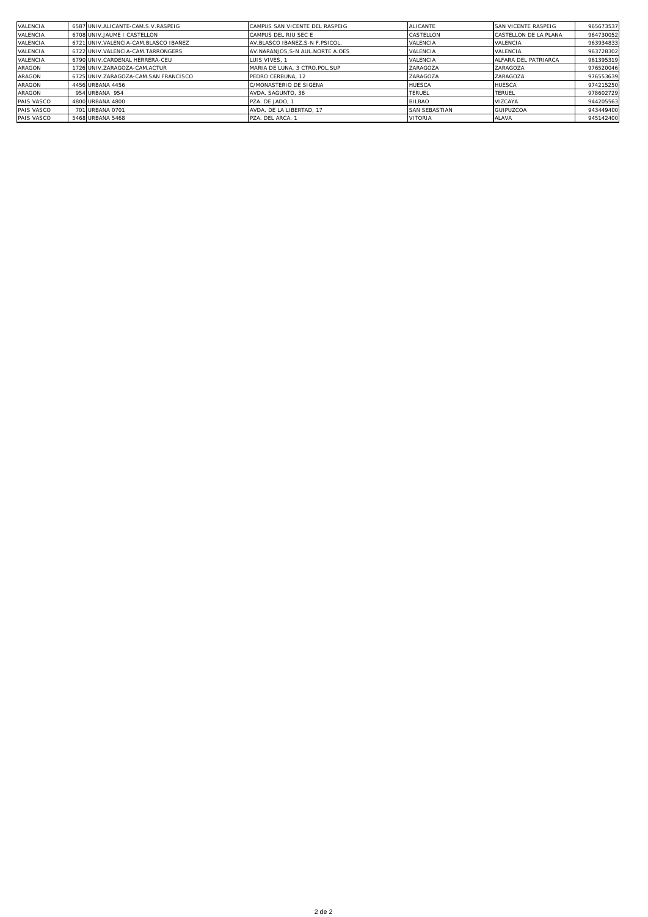| | | | | | | |
|---|---|---|---|---|---|---|
| VALENCIA | 6587 | UNIV.ALICANTE-CAM.S.V.RASPEIG | CAMPUS SAN VICENTE DEL RASPEIG | ALICANTE | SAN VICENTE RASPEIG | 965673537 |
| VALENCIA | 6708 | UNIV.JAUME I CASTELLON | CAMPUS DEL RIU SEC E | CASTELLON | CASTELLON DE LA PLANA | 964730052 |
| VALENCIA | 6721 | UNIV.VALENCIA-CAM.BLASCO IBAÑEZ | AV.BLASCO IBAÑEZ,S-N F.PSICOL. | VALENCIA | VALENCIA | 963934833 |
| VALENCIA | 6722 | UNIV.VALENCIA-CAM.TARRONGERS | AV.NARANJOS,S-N AUL.NORTE A.OES | VALENCIA | VALENCIA | 963728302 |
| VALENCIA | 6790 | UNIV.CARDENAL HERRERA-CEU | LUIS VIVES, 1 | VALENCIA | ALFARA DEL PATRIARCA | 961395319 |
| ARAGON | 1726 | UNIV.ZARAGOZA-CAM.ACTUR | MARIA DE LUNA, 3 CTRO.POL.SUP | ZARAGOZA | ZARAGOZA | 976520046 |
| ARAGON | 6725 | UNIV.ZARAGOZA-CAM.SAN FRANCISCO | PEDRO CERBUNA, 12 | ZARAGOZA | ZARAGOZA | 976553639 |
| ARAGON | 4456 | URBANA 4456 | C/MONASTERIO DE SIGENA | HUESCA | HUESCA | 974215250 |
| ARAGON | 954 | URBANA 954 | AVDA. SAGUNTO, 36 | TERUEL | TERUEL | 978602729 |
| PAIS VASCO | 4800 | URBANA 4800 | PZA. DE JADO, 1 | BILBAO | VIZCAYA | 944205563 |
| PAIS VASCO | 701 | URBANA 0701 | AVDA. DE LA LIBERTAD, 17 | SAN SEBASTIAN | GUIPUZCOA | 943449400 |
| PAIS VASCO | 5468 | URBANA 5468 | PZA. DEL ARCA, 1 | VITORIA | ALAVA | 945142400 |